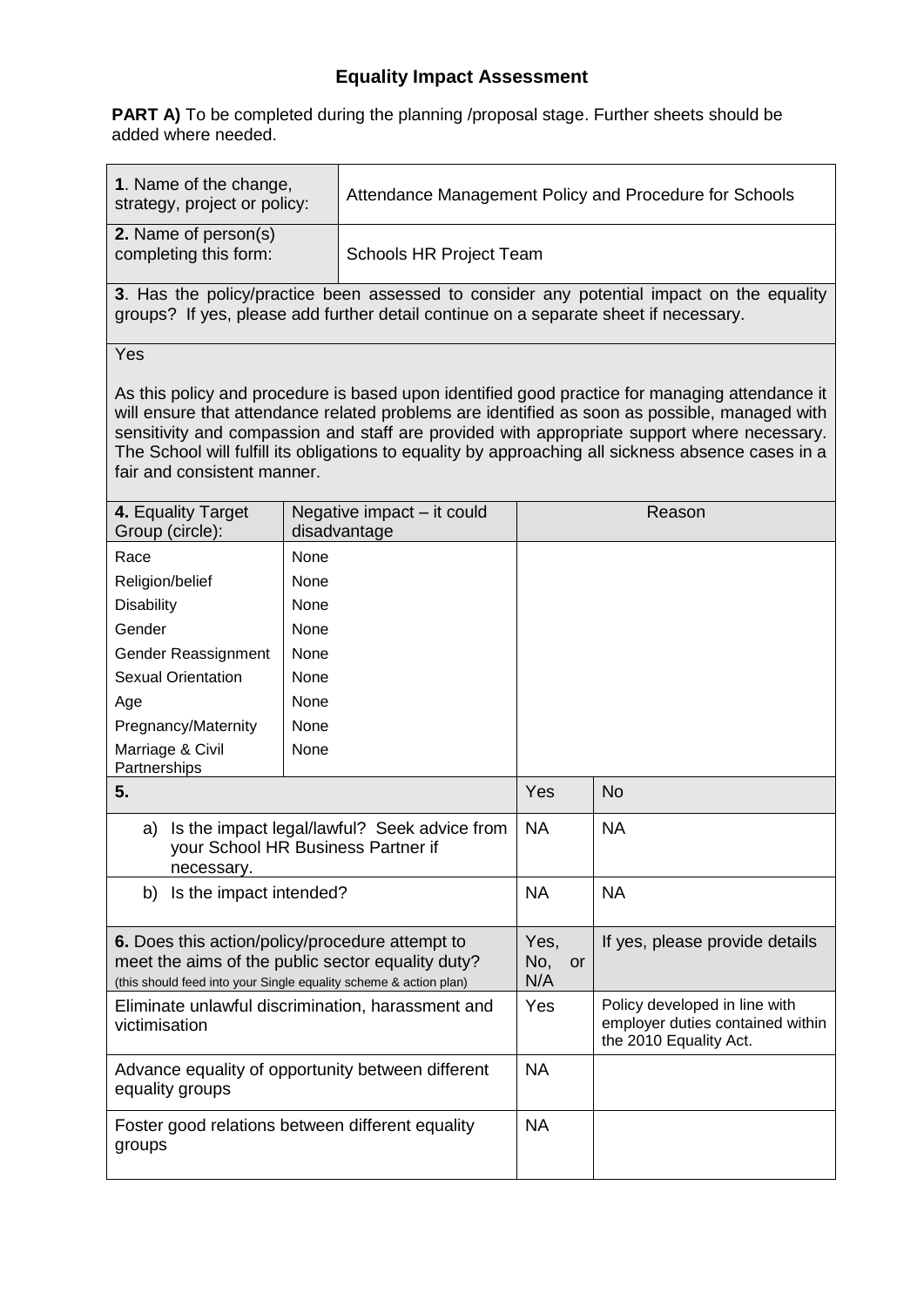# Equality Impact Assessment

**PART A)** To be completed during the planning /proposal stage. Further sheets should be added where needed.

| | |
|---|---|
| **1**. Name of the change, strategy, project or policy: | Attendance Management Policy and Procedure for Schools |
| **2.** Name of person(s) completing this form: | Schools HR Project Team |

**3**. Has the policy/practice been assessed to consider any potential impact on the equality groups? If yes, please add further detail continue on a separate sheet if necessary.

Yes

As this policy and procedure is based upon identified good practice for managing attendance it will ensure that attendance related problems are identified as soon as possible, managed with sensitivity and compassion and staff are provided with appropriate support where necessary. The School will fulfill its obligations to equality by approaching all sickness absence cases in a fair and consistent manner.

| **4.** Equality Target Group (circle): | Negative impact – it could disadvantage | Reason |
|---|---|---|
| Race | None | |
| Religion/belief | None | |
| Disability | None | |
| Gender | None | |
| Gender Reassignment | None | |
| Sexual Orientation | None | |
| Age | None | |
| Pregnancy/Maternity | None | |
| Marriage & Civil Partnerships | None | |

| **5.** | Yes | No |
|---|---|---|
| a) Is the impact legal/lawful? Seek advice from your School HR Business Partner if necessary. | NA | NA |
| b) Is the impact intended? | NA | NA |

| **6.** Does this action/policy/procedure attempt to meet the aims of the public sector equality duty? (this should feed into your Single equality scheme & action plan) | Yes, No, or N/A | If yes, please provide details |
|---|---|---|
| Eliminate unlawful discrimination, harassment and victimisation | Yes | Policy developed in line with employer duties contained within the 2010 Equality Act. |
| Advance equality of opportunity between different equality groups | NA | |
| Foster good relations between different equality groups | NA | |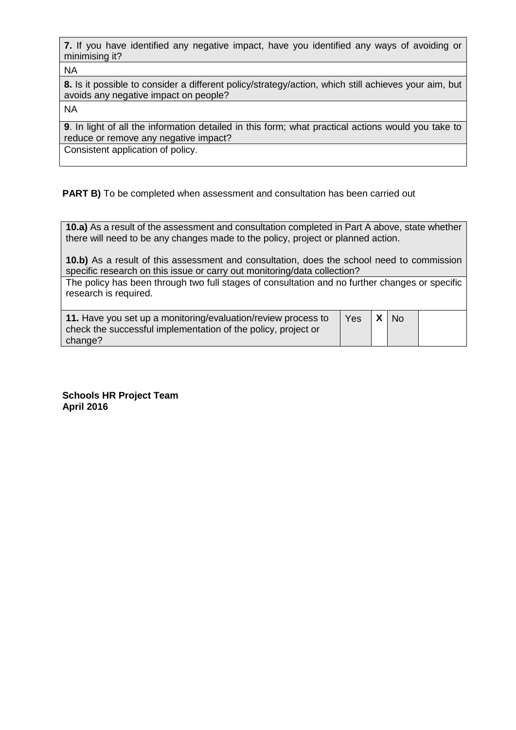| |
|---|
| **7.** If you have identified any negative impact, have you identified any ways of avoiding or minimising it? |
| NA |
| **8.** Is it possible to consider a different policy/strategy/action, which still achieves your aim, but avoids any negative impact on people? |
| NA |
| **9**. In light of all the information detailed in this form; what practical actions would you take to reduce or remove any negative impact? |
| Consistent application of policy. |

**PART B)** To be completed when assessment and consultation has been carried out

| |
|---|
| **10.a)** As a result of the assessment and consultation completed in Part A above, state whether there will need to be any changes made to the policy, project or planned action.<br><br>**10.b)** As a result of this assessment and consultation, does the school need to commission specific research on this issue or carry out monitoring/data collection? |
| The policy has been through two full stages of consultation and no further changes or specific research is required. |

| | | | | |
|---|---|---|---|---|
| **11.** Have you set up a monitoring/evaluation/review process to check the successful implementation of the policy, project or change? | Yes | **X** | No | |

**Schools HR Project Team**
**April 2016**